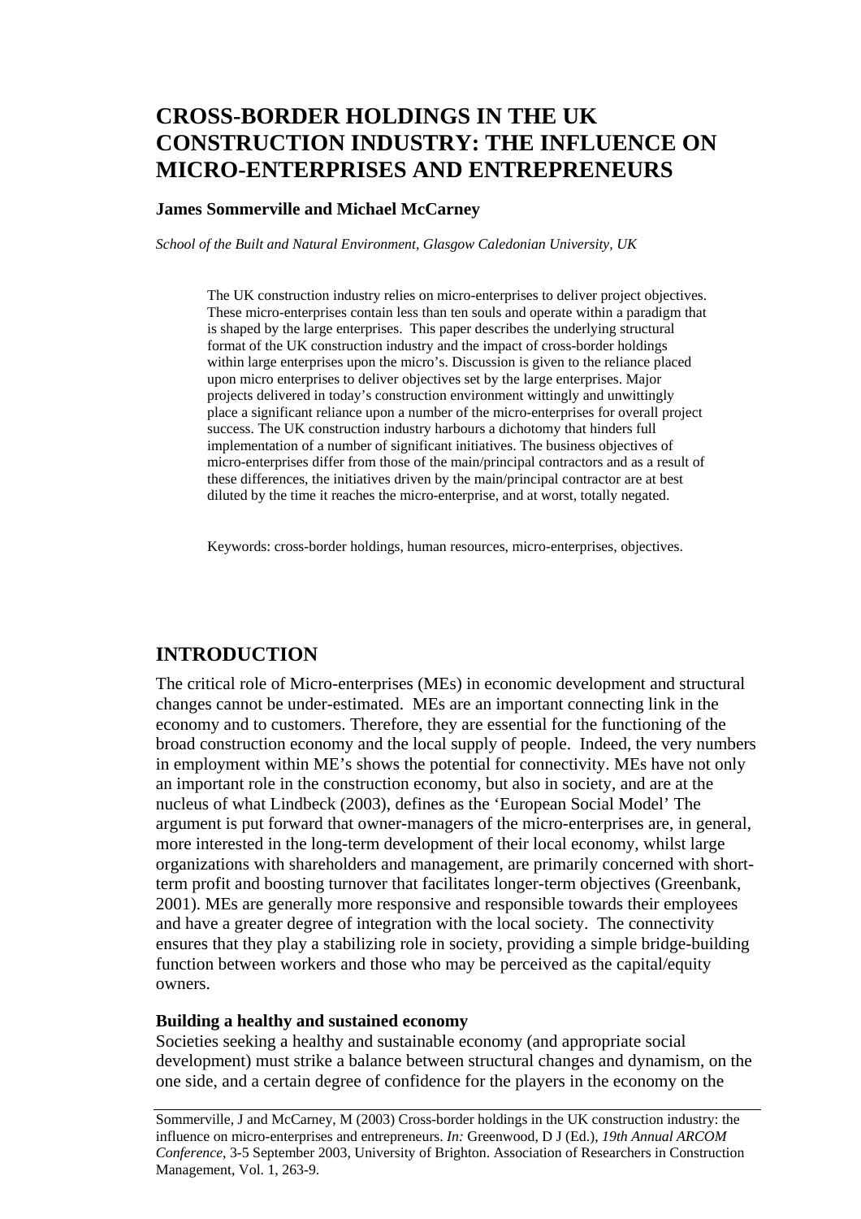# CROSS-BORDER HOLDINGS IN THE UK CONSTRUCTION INDUSTRY: THE INFLUENCE ON MICRO-ENTERPRISES AND ENTREPRENEURS

**James Sommerville and Michael McCarney**

*School of the Built and Natural Environment, Glasgow Caledonian University, UK*

The UK construction industry relies on micro-enterprises to deliver project objectives. These micro-enterprises contain less than ten souls and operate within a paradigm that is shaped by the large enterprises. This paper describes the underlying structural format of the UK construction industry and the impact of cross-border holdings within large enterprises upon the micro's. Discussion is given to the reliance placed upon micro enterprises to deliver objectives set by the large enterprises. Major projects delivered in today's construction environment wittingly and unwittingly place a significant reliance upon a number of the micro-enterprises for overall project success. The UK construction industry harbours a dichotomy that hinders full implementation of a number of significant initiatives. The business objectives of micro-enterprises differ from those of the main/principal contractors and as a result of these differences, the initiatives driven by the main/principal contractor are at best diluted by the time it reaches the micro-enterprise, and at worst, totally negated.

Keywords: cross-border holdings, human resources, micro-enterprises, objectives.

## INTRODUCTION

The critical role of Micro-enterprises (MEs) in economic development and structural changes cannot be under-estimated. MEs are an important connecting link in the economy and to customers. Therefore, they are essential for the functioning of the broad construction economy and the local supply of people. Indeed, the very numbers in employment within ME's shows the potential for connectivity. MEs have not only an important role in the construction economy, but also in society, and are at the nucleus of what Lindbeck (2003), defines as the 'European Social Model' The argument is put forward that owner-managers of the micro-enterprises are, in general, more interested in the long-term development of their local economy, whilst large organizations with shareholders and management, are primarily concerned with short-term profit and boosting turnover that facilitates longer-term objectives (Greenbank, 2001). MEs are generally more responsive and responsible towards their employees and have a greater degree of integration with the local society. The connectivity ensures that they play a stabilizing role in society, providing a simple bridge-building function between workers and those who may be perceived as the capital/equity owners.

### Building a healthy and sustained economy

Societies seeking a healthy and sustainable economy (and appropriate social development) must strike a balance between structural changes and dynamism, on the one side, and a certain degree of confidence for the players in the economy on the

Sommerville, J and McCarney, M (2003) Cross-border holdings in the UK construction industry: the influence on micro-enterprises and entrepreneurs. *In:* Greenwood, D J (Ed.), *19th Annual ARCOM Conference*, 3-5 September 2003, University of Brighton. Association of Researchers in Construction Management, Vol. 1, 263-9.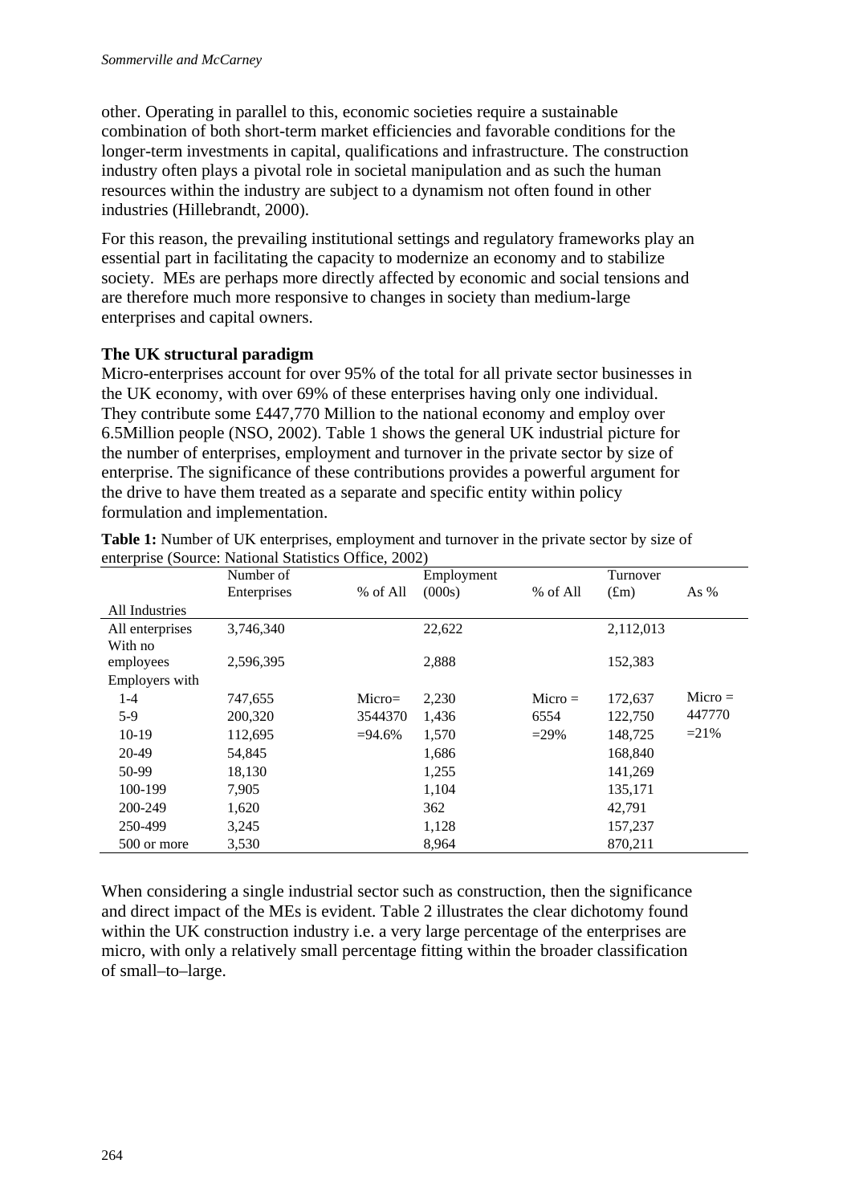other. Operating in parallel to this, economic societies require a sustainable combination of both short-term market efficiencies and favorable conditions for the longer-term investments in capital, qualifications and infrastructure. The construction industry often plays a pivotal role in societal manipulation and as such the human resources within the industry are subject to a dynamism not often found in other industries (Hillebrandt, 2000).

For this reason, the prevailing institutional settings and regulatory frameworks play an essential part in facilitating the capacity to modernize an economy and to stabilize society. MEs are perhaps more directly affected by economic and social tensions and are therefore much more responsive to changes in society than medium-large enterprises and capital owners.

### The UK structural paradigm

Micro-enterprises account for over 95% of the total for all private sector businesses in the UK economy, with over 69% of these enterprises having only one individual. They contribute some £447,770 Million to the national economy and employ over 6.5Million people (NSO, 2002). Table 1 shows the general UK industrial picture for the number of enterprises, employment and turnover in the private sector by size of enterprise. The significance of these contributions provides a powerful argument for the drive to have them treated as a separate and specific entity within policy formulation and implementation.

**Table 1:** Number of UK enterprises, employment and turnover in the private sector by size of enterprise (Source: National Statistics Office, 2002)

| | Number of Enterprises | % of All | Employment (000s) | % of All | Turnover (£m) | As % |
|---|---|---|---|---|---|---|
| All Industries | | | | | | |
| All enterprises | 3,746,340 | | 22,622 | | 2,112,013 | |
| With no employees | 2,596,395 | | 2,888 | | 152,383 | |
| Employers with | | | | | | |
| 1-4 | 747,655 | Micro= | 2,230 | Micro = | 172,637 | Micro = |
| 5-9 | 200,320 | 3544370 | 1,436 | 6554 | 122,750 | 447770 |
| 10-19 | 112,695 | =94.6% | 1,570 | =29% | 148,725 | =21% |
| 20-49 | 54,845 | | 1,686 | | 168,840 | |
| 50-99 | 18,130 | | 1,255 | | 141,269 | |
| 100-199 | 7,905 | | 1,104 | | 135,171 | |
| 200-249 | 1,620 | | 362 | | 42,791 | |
| 250-499 | 3,245 | | 1,128 | | 157,237 | |
| 500 or more | 3,530 | | 8,964 | | 870,211 | |

When considering a single industrial sector such as construction, then the significance and direct impact of the MEs is evident. Table 2 illustrates the clear dichotomy found within the UK construction industry i.e. a very large percentage of the enterprises are micro, with only a relatively small percentage fitting within the broader classification of small–to–large.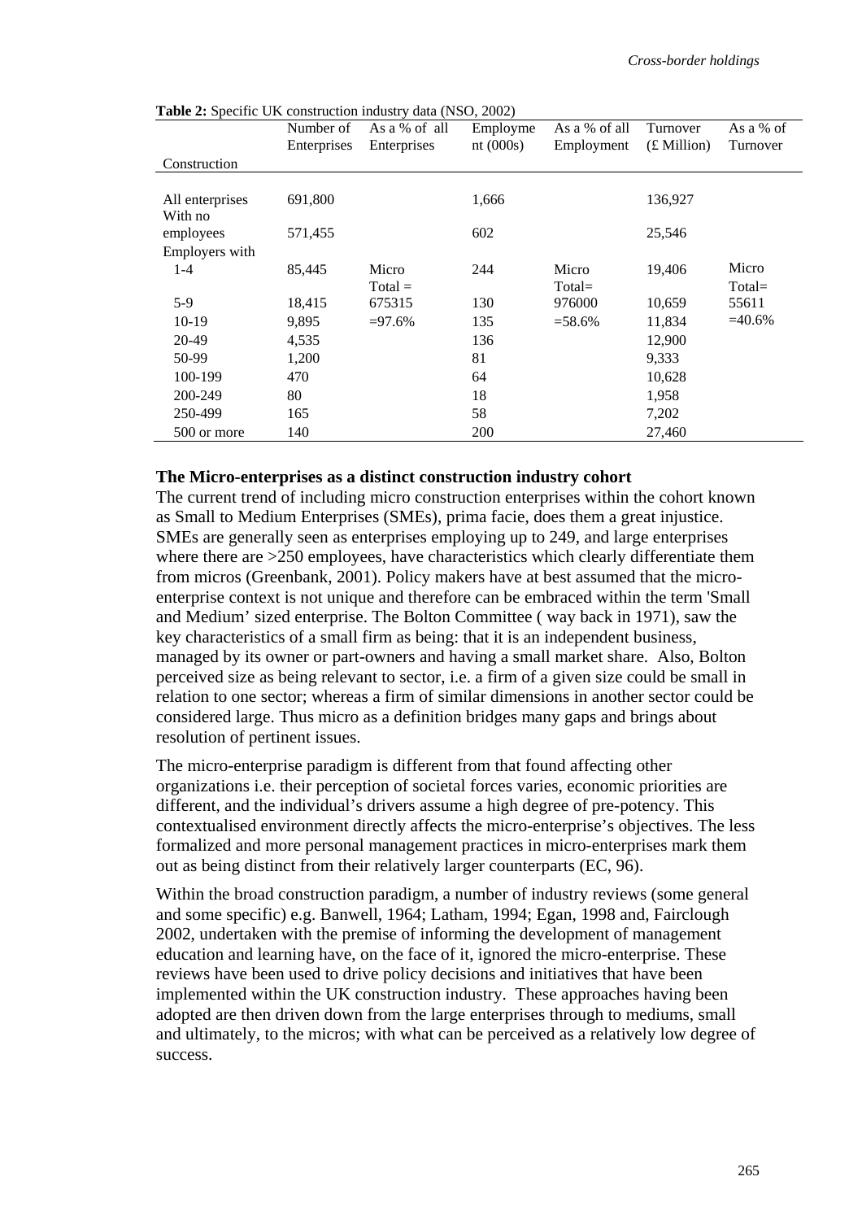**Table 2:** Specific UK construction industry data (NSO, 2002)

| Construction | Number of Enterprises | As a % of all Enterprises | Employment (000s) | As a % of all Employment | Turnover (£ Million) | As a % of Turnover |
|---|---|---|---|---|---|---|
| All enterprises | 691,800 | | 1,666 | | 136,927 | |
| With no employees | 571,455 | | 602 | | 25,546 | |
| Employers with | | | | | | |
| 1-4 | 85,445 | Micro Total = | 244 | Micro Total= | 19,406 | Micro Total= |
| 5-9 | 18,415 | 675315 | 130 | 976000 | 10,659 | 55611 |
| 10-19 | 9,895 | =97.6% | 135 | =58.6% | 11,834 | =40.6% |
| 20-49 | 4,535 | | 136 | | 12,900 | |
| 50-99 | 1,200 | | 81 | | 9,333 | |
| 100-199 | 470 | | 64 | | 10,628 | |
| 200-249 | 80 | | 18 | | 1,958 | |
| 250-499 | 165 | | 58 | | 7,202 | |
| 500 or more | 140 | | 200 | | 27,460 | |

**The Micro-enterprises as a distinct construction industry cohort**

The current trend of including micro construction enterprises within the cohort known as Small to Medium Enterprises (SMEs), prima facie, does them a great injustice. SMEs are generally seen as enterprises employing up to 249, and large enterprises where there are >250 employees, have characteristics which clearly differentiate them from micros (Greenbank, 2001). Policy makers have at best assumed that the micro-enterprise context is not unique and therefore can be embraced within the term 'Small and Medium' sized enterprise. The Bolton Committee ( way back in 1971), saw the key characteristics of a small firm as being: that it is an independent business, managed by its owner or part-owners and having a small market share. Also, Bolton perceived size as being relevant to sector, i.e. a firm of a given size could be small in relation to one sector; whereas a firm of similar dimensions in another sector could be considered large. Thus micro as a definition bridges many gaps and brings about resolution of pertinent issues.

The micro-enterprise paradigm is different from that found affecting other organizations i.e. their perception of societal forces varies, economic priorities are different, and the individual's drivers assume a high degree of pre-potency. This contextualised environment directly affects the micro-enterprise's objectives. The less formalized and more personal management practices in micro-enterprises mark them out as being distinct from their relatively larger counterparts (EC, 96).

Within the broad construction paradigm, a number of industry reviews (some general and some specific) e.g. Banwell, 1964; Latham, 1994; Egan, 1998 and, Fairclough 2002, undertaken with the premise of informing the development of management education and learning have, on the face of it, ignored the micro-enterprise. These reviews have been used to drive policy decisions and initiatives that have been implemented within the UK construction industry. These approaches having been adopted are then driven down from the large enterprises through to mediums, small and ultimately, to the micros; with what can be perceived as a relatively low degree of success.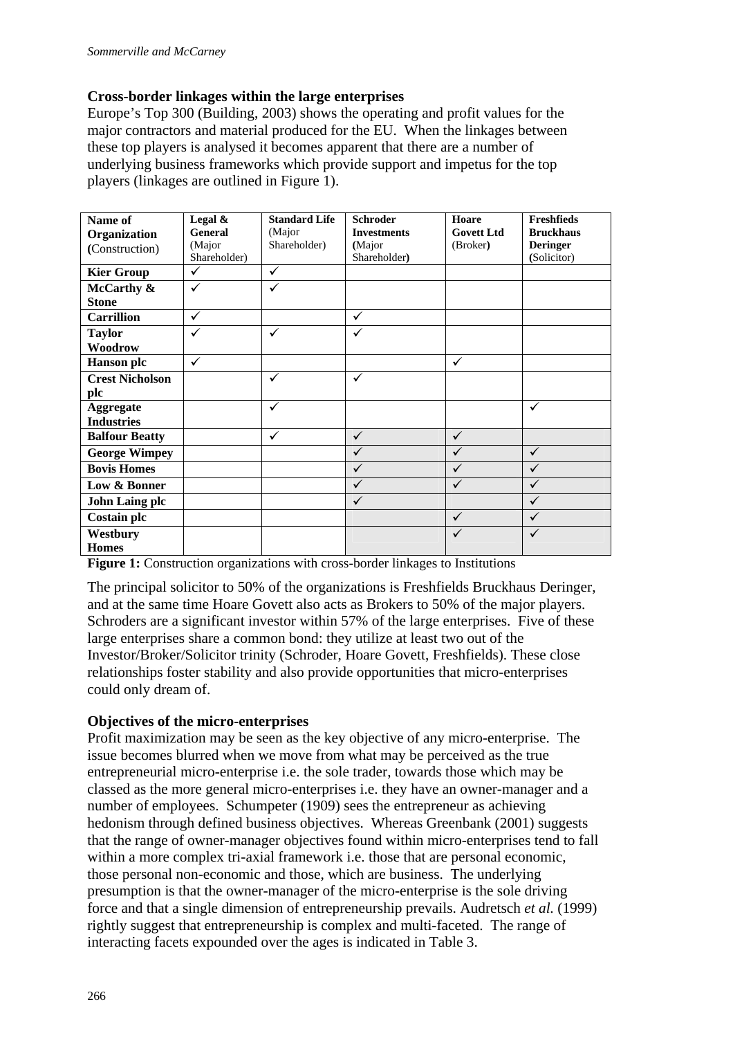### Cross-border linkages within the large enterprises

Europe's Top 300 (Building, 2003) shows the operating and profit values for the major contractors and material produced for the EU. When the linkages between these top players is analysed it becomes apparent that there are a number of underlying business frameworks which provide support and impetus for the top players (linkages are outlined in Figure 1).

| **Name of Organization** (Construction) | **Legal & General** (Major Shareholder) | **Standard Life** (Major Shareholder) | **Schroder Investments** (Major Shareholder) | **Hoare Govett Ltd** (Broker) | **Freshfieds Bruckhaus Deringer** (Solicitor) |
|---|---|---|---|---|---|
| **Kier Group** | ✓ | ✓ | | | |
| **McCarthy & Stone** | ✓ | ✓ | | | |
| **Carrillion** | ✓ | | ✓ | | |
| **Taylor Woodrow** | ✓ | ✓ | ✓ | | |
| **Hanson plc** | ✓ | | | ✓ | |
| **Crest Nicholson plc** | | ✓ | ✓ | | |
| **Aggregate Industries** | | ✓ | | | ✓ |
| **Balfour Beatty** | | ✓ | ✓ | ✓ | |
| **George Wimpey** | | | ✓ | ✓ | ✓ |
| **Bovis Homes** | | | ✓ | ✓ | ✓ |
| **Low & Bonner** | | | ✓ | ✓ | ✓ |
| **John Laing plc** | | | ✓ | | ✓ |
| **Costain plc** | | | | ✓ | ✓ |
| **Westbury Homes** | | | | ✓ | ✓ |

**Figure 1:** Construction organizations with cross-border linkages to Institutions

The principal solicitor to 50% of the organizations is Freshfields Bruckhaus Deringer, and at the same time Hoare Govett also acts as Brokers to 50% of the major players. Schroders are a significant investor within 57% of the large enterprises. Five of these large enterprises share a common bond: they utilize at least two out of the Investor/Broker/Solicitor trinity (Schroder, Hoare Govett, Freshfields). These close relationships foster stability and also provide opportunities that micro-enterprises could only dream of.

### Objectives of the micro-enterprises

Profit maximization may be seen as the key objective of any micro-enterprise. The issue becomes blurred when we move from what may be perceived as the true entrepreneurial micro-enterprise i.e. the sole trader, towards those which may be classed as the more general micro-enterprises i.e. they have an owner-manager and a number of employees. Schumpeter (1909) sees the entrepreneur as achieving hedonism through defined business objectives. Whereas Greenbank (2001) suggests that the range of owner-manager objectives found within micro-enterprises tend to fall within a more complex tri-axial framework i.e. those that are personal economic, those personal non-economic and those, which are business. The underlying presumption is that the owner-manager of the micro-enterprise is the sole driving force and that a single dimension of entrepreneurship prevails. Audretsch *et al.* (1999) rightly suggest that entrepreneurship is complex and multi-faceted. The range of interacting facets expounded over the ages is indicated in Table 3.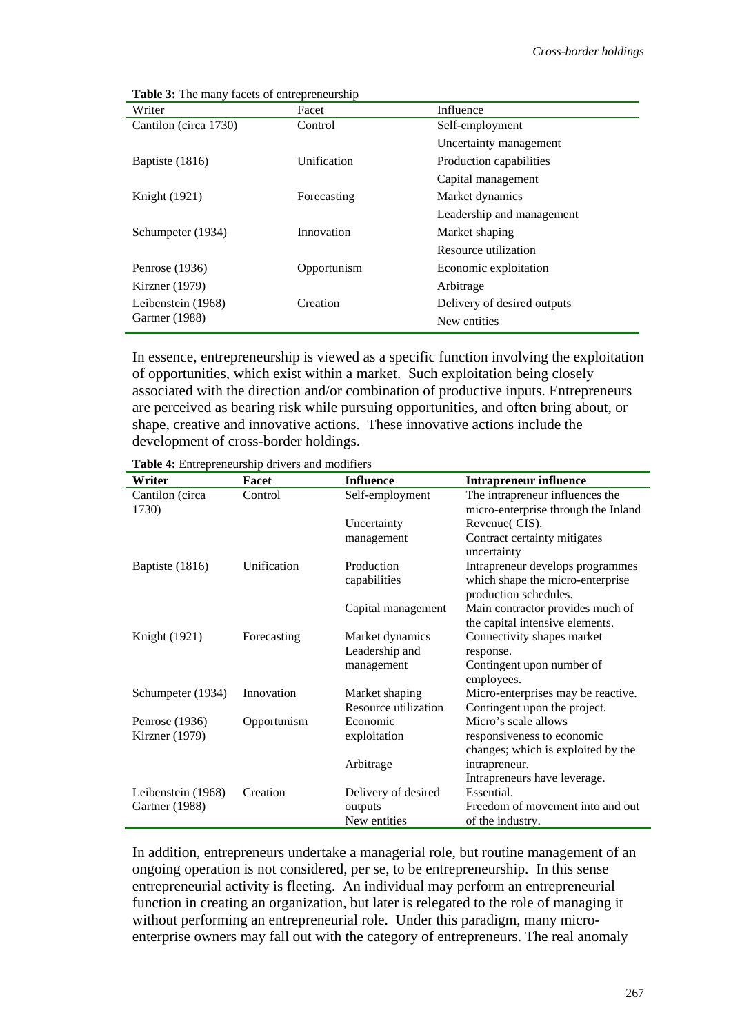**Table 3:** The many facets of entrepreneurship

| Writer | Facet | Influence |
|---|---|---|
| Cantilon (circa 1730) | Control | Self-employment |
| | | Uncertainty management |
| Baptiste (1816) | Unification | Production capabilities |
| | | Capital management |
| Knight (1921) | Forecasting | Market dynamics |
| | | Leadership and management |
| Schumpeter (1934) | Innovation | Market shaping |
| | | Resource utilization |
| Penrose (1936) | Opportunism | Economic exploitation |
| Kirzner (1979) | | Arbitrage |
| Leibenstein (1968) Gartner (1988) | Creation | Delivery of desired outputs |
| | | New entities |

In essence, entrepreneurship is viewed as a specific function involving the exploitation of opportunities, which exist within a market. Such exploitation being closely associated with the direction and/or combination of productive inputs. Entrepreneurs are perceived as bearing risk while pursuing opportunities, and often bring about, or shape, creative and innovative actions. These innovative actions include the development of cross-border holdings.

**Table 4:** Entrepreneurship drivers and modifiers

| **Writer** | **Facet** | **Influence** | **Intrapreneur influence** |
|---|---|---|---|
| Cantilon (circa 1730) | Control | Self-employment | The intrapreneur influences the micro-enterprise through the Inland Revenue( CIS). |
| | | Uncertainty management | Contract certainty mitigates uncertainty |
| Baptiste (1816) | Unification | Production capabilities | Intrapreneur develops programmes which shape the micro-enterprise production schedules. |
| | | Capital management | Main contractor provides much of the capital intensive elements. |
| Knight (1921) | Forecasting | Market dynamics | Connectivity shapes market response. |
| | | Leadership and management | Contingent upon number of employees. |
| Schumpeter (1934) | Innovation | Market shaping | Micro-enterprises may be reactive. |
| | | Resource utilization | Contingent upon the project. |
| Penrose (1936) Kirzner (1979) | Opportunism | Economic exploitation | Micro's scale allows responsiveness to economic changes; which is exploited by the intrapreneur. |
| | | Arbitrage | Intrapreneurs have leverage. |
| Leibenstein (1968) Gartner (1988) | Creation | Delivery of desired outputs | Essential. |
| | | New entities | Freedom of movement into and out of the industry. |

In addition, entrepreneurs undertake a managerial role, but routine management of an ongoing operation is not considered, per se, to be entrepreneurship. In this sense entrepreneurial activity is fleeting. An individual may perform an entrepreneurial function in creating an organization, but later is relegated to the role of managing it without performing an entrepreneurial role. Under this paradigm, many micro-enterprise owners may fall out with the category of entrepreneurs. The real anomaly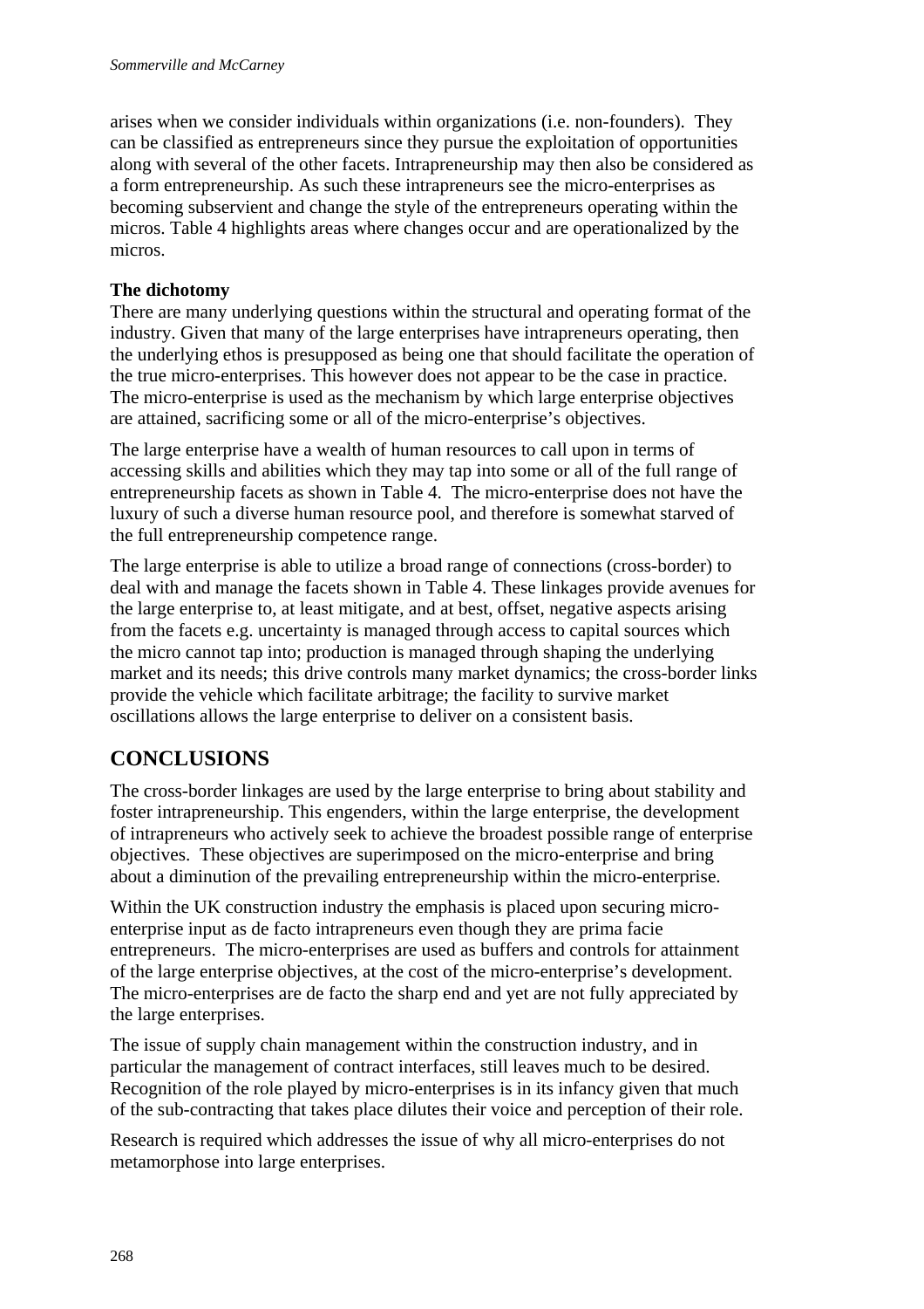arises when we consider individuals within organizations (i.e. non-founders). They can be classified as entrepreneurs since they pursue the exploitation of opportunities along with several of the other facets. Intrapreneurship may then also be considered as a form entrepreneurship. As such these intrapreneurs see the micro-enterprises as becoming subservient and change the style of the entrepreneurs operating within the micros. Table 4 highlights areas where changes occur and are operationalized by the micros.

**The dichotomy**

There are many underlying questions within the structural and operating format of the industry. Given that many of the large enterprises have intrapreneurs operating, then the underlying ethos is presupposed as being one that should facilitate the operation of the true micro-enterprises. This however does not appear to be the case in practice. The micro-enterprise is used as the mechanism by which large enterprise objectives are attained, sacrificing some or all of the micro-enterprise's objectives.

The large enterprise have a wealth of human resources to call upon in terms of accessing skills and abilities which they may tap into some or all of the full range of entrepreneurship facets as shown in Table 4. The micro-enterprise does not have the luxury of such a diverse human resource pool, and therefore is somewhat starved of the full entrepreneurship competence range.

The large enterprise is able to utilize a broad range of connections (cross-border) to deal with and manage the facets shown in Table 4. These linkages provide avenues for the large enterprise to, at least mitigate, and at best, offset, negative aspects arising from the facets e.g. uncertainty is managed through access to capital sources which the micro cannot tap into; production is managed through shaping the underlying market and its needs; this drive controls many market dynamics; the cross-border links provide the vehicle which facilitate arbitrage; the facility to survive market oscillations allows the large enterprise to deliver on a consistent basis.

## CONCLUSIONS

The cross-border linkages are used by the large enterprise to bring about stability and foster intrapreneurship. This engenders, within the large enterprise, the development of intrapreneurs who actively seek to achieve the broadest possible range of enterprise objectives. These objectives are superimposed on the micro-enterprise and bring about a diminution of the prevailing entrepreneurship within the micro-enterprise.

Within the UK construction industry the emphasis is placed upon securing micro-enterprise input as de facto intrapreneurs even though they are prima facie entrepreneurs. The micro-enterprises are used as buffers and controls for attainment of the large enterprise objectives, at the cost of the micro-enterprise's development. The micro-enterprises are de facto the sharp end and yet are not fully appreciated by the large enterprises.

The issue of supply chain management within the construction industry, and in particular the management of contract interfaces, still leaves much to be desired. Recognition of the role played by micro-enterprises is in its infancy given that much of the sub-contracting that takes place dilutes their voice and perception of their role.

Research is required which addresses the issue of why all micro-enterprises do not metamorphose into large enterprises.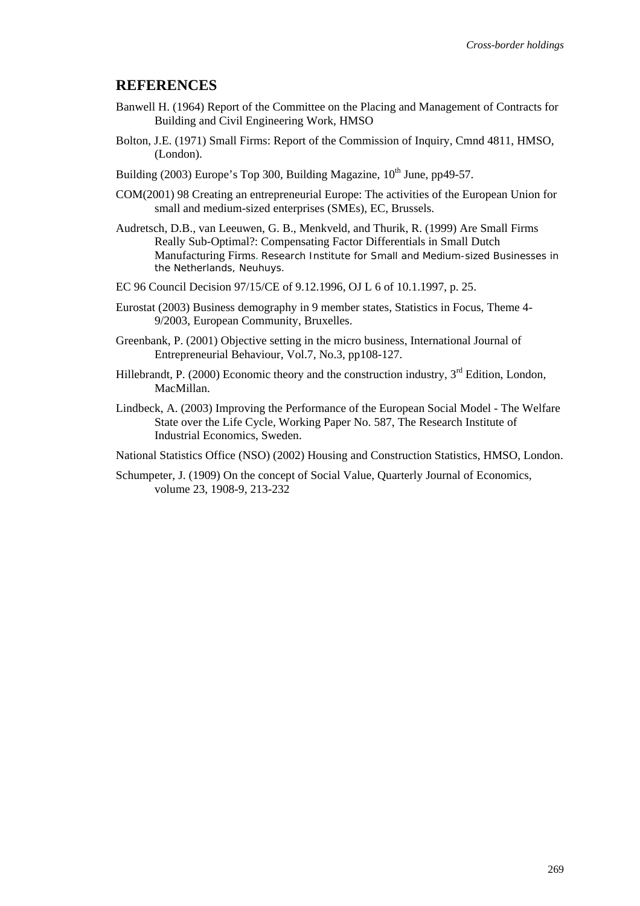## REFERENCES

Banwell H. (1964) Report of the Committee on the Placing and Management of Contracts for Building and Civil Engineering Work, HMSO

Bolton, J.E. (1971) Small Firms: Report of the Commission of Inquiry, Cmnd 4811, HMSO, (London).

Building (2003) Europe's Top 300, Building Magazine, 10th June, pp49-57.

COM(2001) 98 Creating an entrepreneurial Europe: The activities of the European Union for small and medium-sized enterprises (SMEs), EC, Brussels.

Audretsch, D.B., van Leeuwen, G. B., Menkveld, and Thurik, R. (1999) Are Small Firms Really Sub-Optimal?: Compensating Factor Differentials in Small Dutch Manufacturing Firms. Research Institute for Small and Medium-sized Businesses in the Netherlands, Neuhuys.

EC 96 Council Decision 97/15/CE of 9.12.1996, OJ L 6 of 10.1.1997, p. 25.

Eurostat (2003) Business demography in 9 member states, Statistics in Focus, Theme 4-9/2003, European Community, Bruxelles.

Greenbank, P. (2001) Objective setting in the micro business, International Journal of Entrepreneurial Behaviour, Vol.7, No.3, pp108-127.

Hillebrandt, P. (2000) Economic theory and the construction industry, 3rd Edition, London, MacMillan.

Lindbeck, A. (2003) Improving the Performance of the European Social Model - The Welfare State over the Life Cycle, Working Paper No. 587, The Research Institute of Industrial Economics, Sweden.

National Statistics Office (NSO) (2002) Housing and Construction Statistics, HMSO, London.

Schumpeter, J. (1909) On the concept of Social Value, Quarterly Journal of Economics, volume 23, 1908-9, 213-232